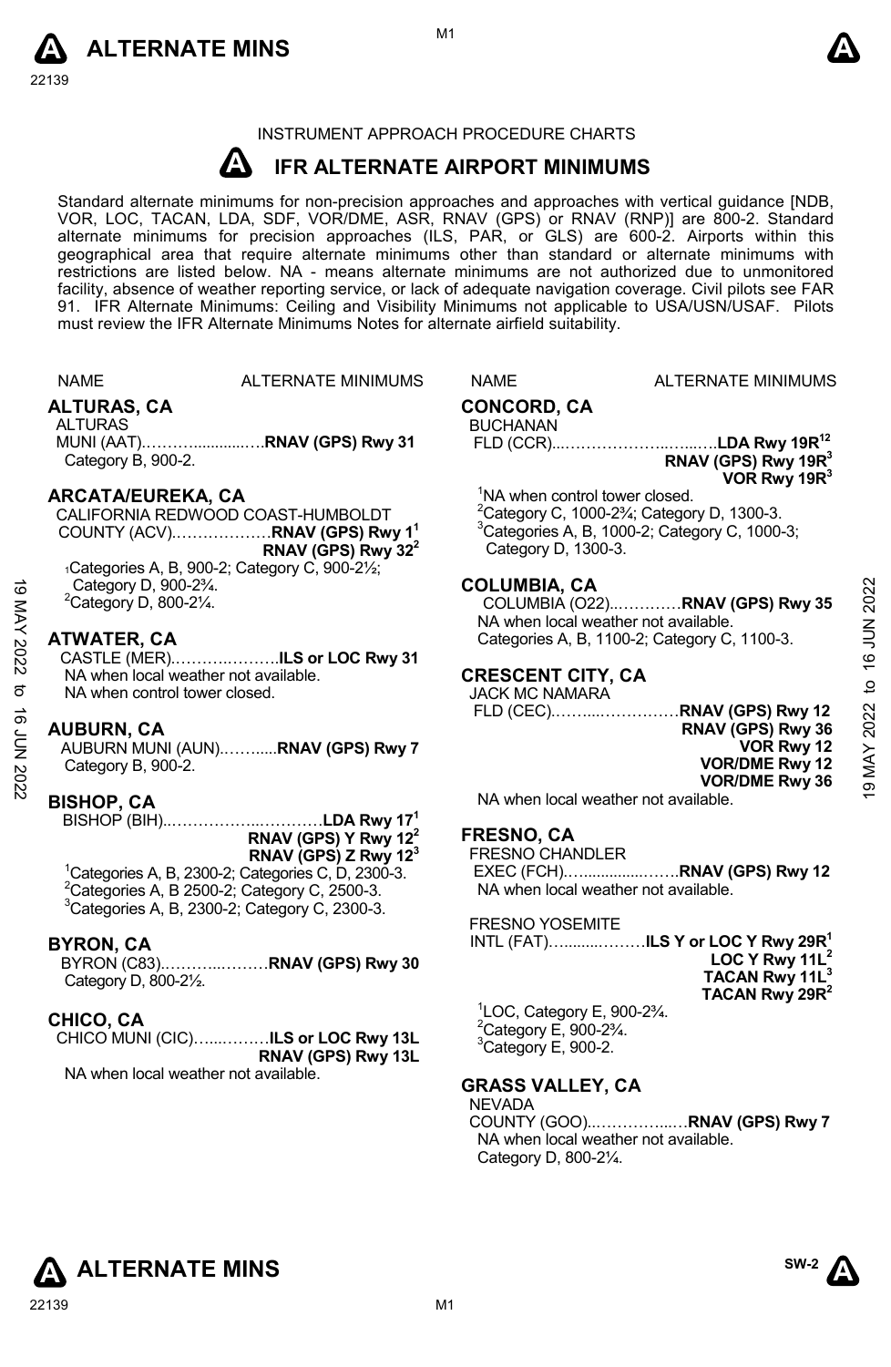INSTRUMENT APPROACH PROCEDURE CHARTS

# IFR ALTERNATE AIRPORT MINIMUMS

Standard alternate minimums for non-precision approaches and approaches with vertical guidance [NDB, VOR, LOC, TACAN, LDA, SDF, VOR/DME, ASR, RNAV (GPS) or RNAV (RNP)] are 800-2. Standard alternate minimums for precision approaches (ILS, PAR, or GLS) are 600-2. Airports within this geographical area that require alternate minimums other than standard or alternate minimums with restrictions are listed below. NA - means alternate minimums are not authorized due to unmonitored facility, absence of weather reporting service, or lack of adequate navigation coverage. Civil pilots see FAR 91. IFR Alternate Minimums: Ceiling and Visibility Minimums not applicable to USA/USN/USAF. Pilots must review the IFR Alternate Minimums Notes for alternate airfield suitability.

NAME — ALTERNATE MINIMUMS

## ALTURAS, CA

ALTURAS MUNI (AAT)………..............….**RNAV (GPS) Rwy 31**
Category B, 900-2.

## ARCATA/EUREKA, CA

CALIFORNIA REDWOOD COAST-HUMBOLDT COUNTY (ACV)……………….**RNAV (GPS) Rwy 1**[1]
**RNAV (GPS) Rwy 32**[2]

[1]Categories A, B, 900-2; Category C, 900-2½; Category D, 900-2¾.
[2]Category D, 800-2¼.

## ATWATER, CA

CASTLE (MER)……….……….**ILS or LOC Rwy 31**
NA when local weather not available.
NA when control tower closed.

## AUBURN, CA

AUBURN MUNI (AUN)..……....**RNAV (GPS) Rwy 7**
Category B, 900-2.

## BISHOP, CA

BISHOP (BIH)..……………...…………**LDA Rwy 17**[1]
**RNAV (GPS) Y Rwy 12**[2]
**RNAV (GPS) Z Rwy 12**[3]

[1]Categories A, B, 2300-2; Categories C, D, 2300-3.
[2]Categories A, B 2500-2; Category C, 2500-3.
[3]Categories A, B, 2300-2; Category C, 2300-3.

## BYRON, CA

BYRON (C83).………...………**RNAV (GPS) Rwy 30**
Category D, 800-2½.

## CHICO, CA

CHICO MUNI (CIC)…...………**ILS or LOC Rwy 13L**
**RNAV (GPS) Rwy 13L**
NA when local weather not available.

## CONCORD, CA

BUCHANAN FLD (CCR)...……………….…..…..**LDA Rwy 19R**[1,2]
**RNAV (GPS) Rwy 19R**[3]
**VOR Rwy 19R**[3]

[1]NA when control tower closed.
[2]Category C, 1000-2¾; Category D, 1300-3.
[3]Categories A, B, 1000-2; Category C, 1000-3; Category D, 1300-3.

## COLUMBIA, CA

COLUMBIA (O22)..…………**RNAV (GPS) Rwy 35**
NA when local weather not available.
Categories A, B, 1100-2; Category C, 1100-3.

## CRESCENT CITY, CA

JACK MC NAMARA FLD (CEC).……...……………**RNAV (GPS) Rwy 12**
**RNAV (GPS) Rwy 36**
**VOR Rwy 12**
**VOR/DME Rwy 12**
**VOR/DME Rwy 36**
NA when local weather not available.

## FRESNO, CA

FRESNO CHANDLER EXEC (FCH)…..............……**RNAV (GPS) Rwy 12**
NA when local weather not available.

FRESNO YOSEMITE INTL (FAT)….........………**ILS Y or LOC Y Rwy 29R**[1]
**LOC Y Rwy 11L**[2]
**TACAN Rwy 11L**[3]
**TACAN Rwy 29R**[2]

[1]LOC, Category E, 900-2¾.
[2]Category E, 900-2¾.
[3]Category E, 900-2.

## GRASS VALLEY, CA

NEVADA COUNTY (GOO)..…………...…**RNAV (GPS) Rwy 7**
NA when local weather not available.
Category D, 800-2¼.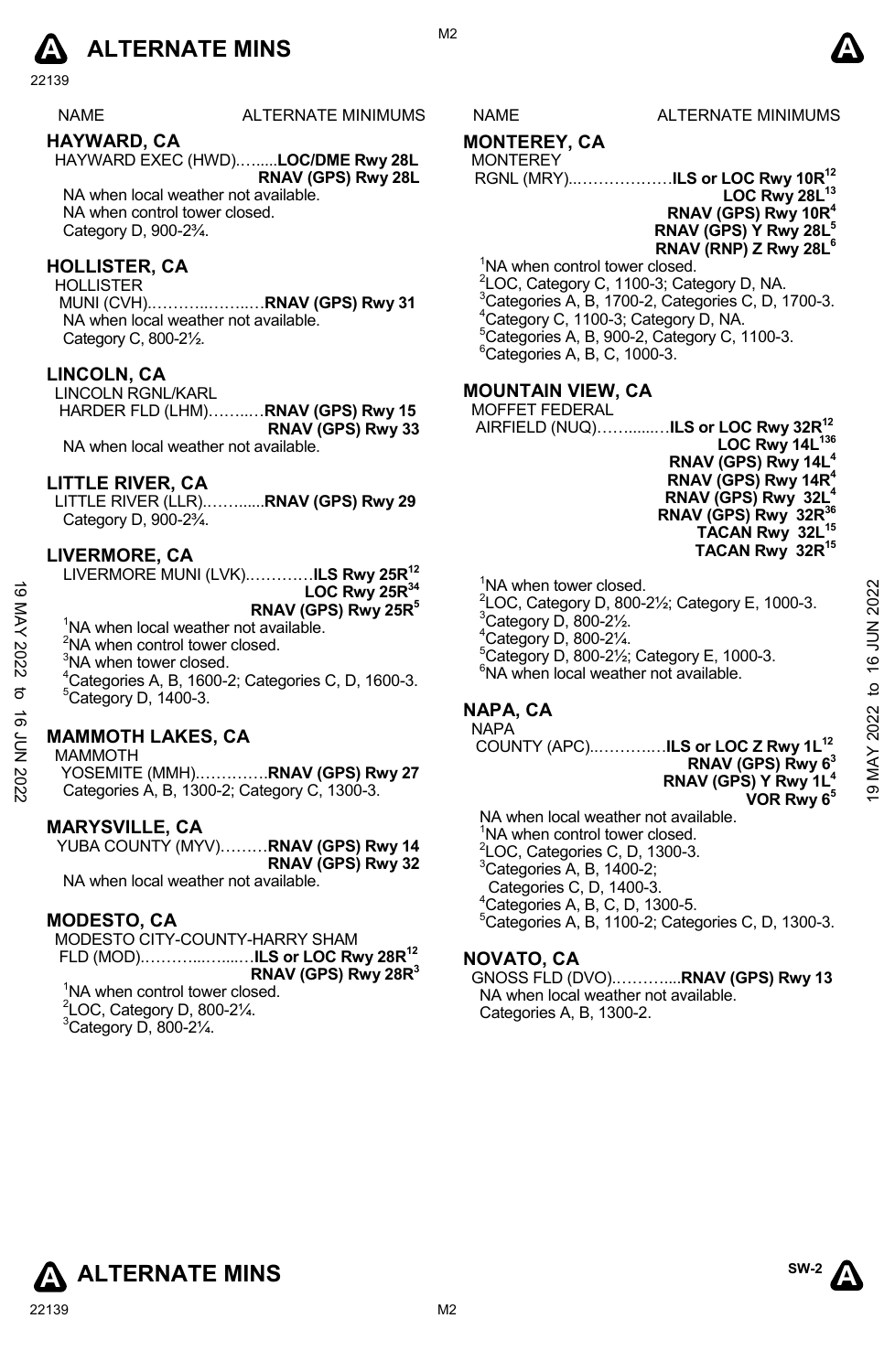| NAME | ALTERNATE MINIMUMS |
|---|---|

## HAYWARD, CA

HAYWARD EXEC (HWD)........**LOC/DME Rwy 28L**
**RNAV (GPS) Rwy 28L**

NA when local weather not available.
NA when control tower closed.
Category D, 900-2¾.

## HOLLISTER, CA

HOLLISTER
MUNI (CVH)......................**RNAV (GPS) Rwy 31**

NA when local weather not available.
Category C, 800-2½.

## LINCOLN, CA

LINCOLN RGNL/KARL
HARDER FLD (LHM)...........**RNAV (GPS) Rwy 15**
**RNAV (GPS) Rwy 33**

NA when local weather not available.

## LITTLE RIVER, CA

LITTLE RIVER (LLR)...........**RNAV (GPS) Rwy 29**

Category D, 900-2¾.

## LIVERMORE, CA

LIVERMORE MUNI (LVK)..............**ILS Rwy 25R**[12]
**LOC Rwy 25R**[34]
**RNAV (GPS) Rwy 25R**[5]

[1]NA when local weather not available.
[2]NA when control tower closed.
[3]NA when tower closed.
[4]Categories A, B, 1600-2; Categories C, D, 1600-3.
[5]Category D, 1400-3.

## MAMMOTH LAKES, CA

MAMMOTH
YOSEMITE (MMH)..............**RNAV (GPS) Rwy 27**

Categories A, B, 1300-2; Category C, 1300-3.

## MARYSVILLE, CA

YUBA COUNTY (MYV).........**RNAV (GPS) Rwy 14**
**RNAV (GPS) Rwy 32**

NA when local weather not available.

## MODESTO, CA

MODESTO CITY-COUNTY-HARRY SHAM
FLD (MOD)..........................**ILS or LOC Rwy 28R**[12]
**RNAV (GPS) Rwy 28R**[3]

[1]NA when control tower closed.
[2]LOC, Category D, 800-2¼.
[3]Category D, 800-2¼.

## MONTEREY, CA

MONTEREY
RGNL (MRY).....................**ILS or LOC Rwy 10R**[12]
**LOC Rwy 28L**[13]
**RNAV (GPS) Rwy 10R**[4]
**RNAV (GPS) Y Rwy 28L**[5]
**RNAV (RNP) Z Rwy 28L**[6]

[1]NA when control tower closed.
[2]LOC, Category C, 1100-3; Category D, NA.
[3]Categories A, B, 1700-2, Categories C, D, 1700-3.
[4]Category C, 1100-3; Category D, NA.
[5]Categories A, B, 900-2, Category C, 1100-3.
[6]Categories A, B, C, 1000-3.

## MOUNTAIN VIEW, CA

MOFFET FEDERAL
AIRFIELD (NUQ)...................**ILS or LOC Rwy 32R**[12]
**LOC Rwy 14L**[136]
**RNAV (GPS) Rwy 14L**[4]
**RNAV (GPS) Rwy 14R**[4]
**RNAV (GPS) Rwy 32L**[4]
**RNAV (GPS) Rwy 32R**[36]
**TACAN Rwy 32L**[15]
**TACAN Rwy 32R**[15]

[1]NA when tower closed.
[2]LOC, Category D, 800-2½; Category E, 1000-3.
[3]Category D, 800-2½.
[4]Category D, 800-2¼.
[5]Category D, 800-2½; Category E, 1000-3.
[6]NA when local weather not available.

## NAPA, CA

NAPA
COUNTY (APC)..................**ILS or LOC Z Rwy 1L**[12]
**RNAV (GPS) Rwy 6**[3]
**RNAV (GPS) Y Rwy 1L**[4]
**VOR Rwy 6**[5]

NA when local weather not available.
[1]NA when control tower closed.
[2]LOC, Categories C, D, 1300-3.
[3]Categories A, B, 1400-2;
Categories C, D, 1400-3.
[4]Categories A, B, C, D, 1300-5.
[5]Categories A, B, 1100-2; Categories C, D, 1300-3.

## NOVATO, CA

GNOSS FLD (DVO)...............**RNAV (GPS) Rwy 13**

NA when local weather not available.
Categories A, B, 1300-2.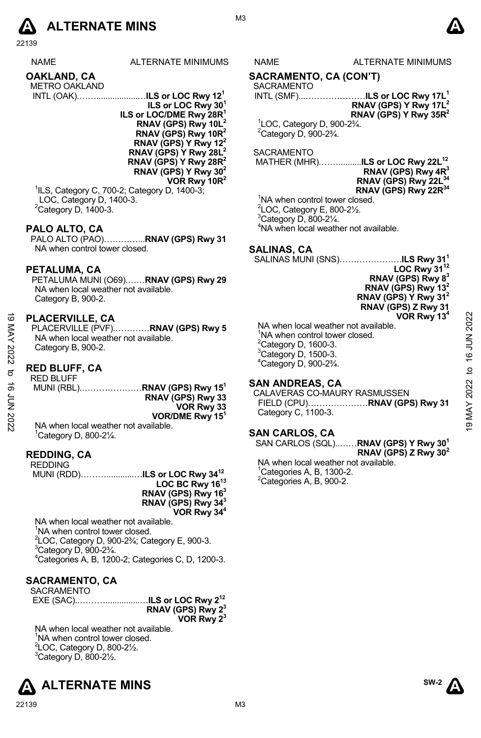# ALTERNATE MINS

| NAME | ALTERNATE MINIMUMS |
|---|---|

## OAKLAND, CA

METRO OAKLAND
INTL (OAK)………………… **ILS or LOC Rwy 12**[1]
**ILS or LOC Rwy 30**[1]
**ILS or LOC/DME Rwy 28R**[1]
**RNAV (GPS) Rwy 10L**[2]
**RNAV (GPS) Rwy 10R**[2]
**RNAV (GPS) Y Rwy 12**[2]
**RNAV (GPS) Y Rwy 28L**[2]
**RNAV (GPS) Y Rwy 28R**[2]
**RNAV (GPS) Y Rwy 30**[2]
**VOR Rwy 10R**[2]

[1]ILS, Category C, 700-2; Category D, 1400-3; LOC, Category D, 1400-3.
[2]Category D, 1400-3.

## PALO ALTO, CA

PALO ALTO (PAO)………….. **RNAV (GPS) Rwy 31**
NA when control tower closed.

## PETALUMA, CA

PETALUMA MUNI (O69)…… **RNAV (GPS) Rwy 29**
NA when local weather not available.
Category B, 900-2.

## PLACERVILLE, CA

PLACERVILLE (PVF)………… **RNAV (GPS) Rwy 5**
NA when local weather not available.
Category B, 900-2.

## RED BLUFF, CA

RED BLUFF
MUNI (RBL)………………… **RNAV (GPS) Rwy 15**[1]
**RNAV (GPS) Rwy 33**
**VOR Rwy 33**
**VOR/DME Rwy 15**[1]

NA when local weather not available.
[1]Category D, 800-2¼.

## REDDING, CA

REDDING
MUNI (RDD)………………… **ILS or LOC Rwy 34**[12]
**LOC BC Rwy 16**[13]
**RNAV (GPS) Rwy 16**[3]
**RNAV (GPS) Rwy 34**[3]
**VOR Rwy 34**[4]

NA when local weather not available.
[1]NA when control tower closed.
[2]LOC, Category D, 900-2¾; Category E, 900-3.
[3]Category D, 900-2¾.
[4]Categories A, B, 1200-2; Categories C, D, 1200-3.

## SACRAMENTO, CA

SACRAMENTO
EXE (SAC)………………… **ILS or LOC Rwy 2**[12]
**RNAV (GPS) Rwy 2**[3]
**VOR Rwy 2**[3]

NA when local weather not available.
[1]NA when control tower closed.
[2]LOC, Category D, 800-2½.
[3]Category D, 800-2½.

## SACRAMENTO, CA (CON'T)

SACRAMENTO
INTL (SMF)………………… **ILS or LOC Rwy 17L**[1]
**RNAV (GPS) Y Rwy 17L**[2]
**RNAV (GPS) Y Rwy 35R**[2]

[1]LOC, Category D, 900-2¾.
[2]Category D, 900-2¾.

SACRAMENTO
MATHER (MHR)………… **ILS or LOC Rwy 22L**[12]
**RNAV (GPS) Rwy 4R**[3]
**RNAV (GPS) Rwy 22L**[34]
**RNAV (GPS) Rwy 22R**[34]

[1]NA when control tower closed.
[2]LOC, Category E, 800-2½.
[3]Category D, 800-2¼.
[4]NA when local weather not available.

## SALINAS, CA

SALINAS MUNI (SNS)………………… **ILS Rwy 31**[1]
**LOC Rwy 31**[12]
**RNAV (GPS) Rwy 8**[3]
**RNAV (GPS) Rwy 13**[2]
**RNAV (GPS) Y Rwy 31**[2]
**RNAV (GPS) Z Rwy 31**
**VOR Rwy 13**[4]

NA when local weather not available.
[1]NA when control tower closed.
[2]Category D, 1600-3.
[3]Category D, 1500-3.
[4]Category D, 900-2¾.

## SAN ANDREAS, CA

CALAVERAS CO-MAURY RASMUSSEN
FIELD (CPU)………………… **RNAV (GPS) Rwy 31**
Category C, 1100-3.

## SAN CARLOS, CA

SAN CARLOS (SQL)…… **RNAV (GPS) Y Rwy 30**[1]
**RNAV (GPS) Z Rwy 30**[2]

NA when local weather not available.
[1]Categories A, B, 1300-2.
[2]Categories A, B, 900-2.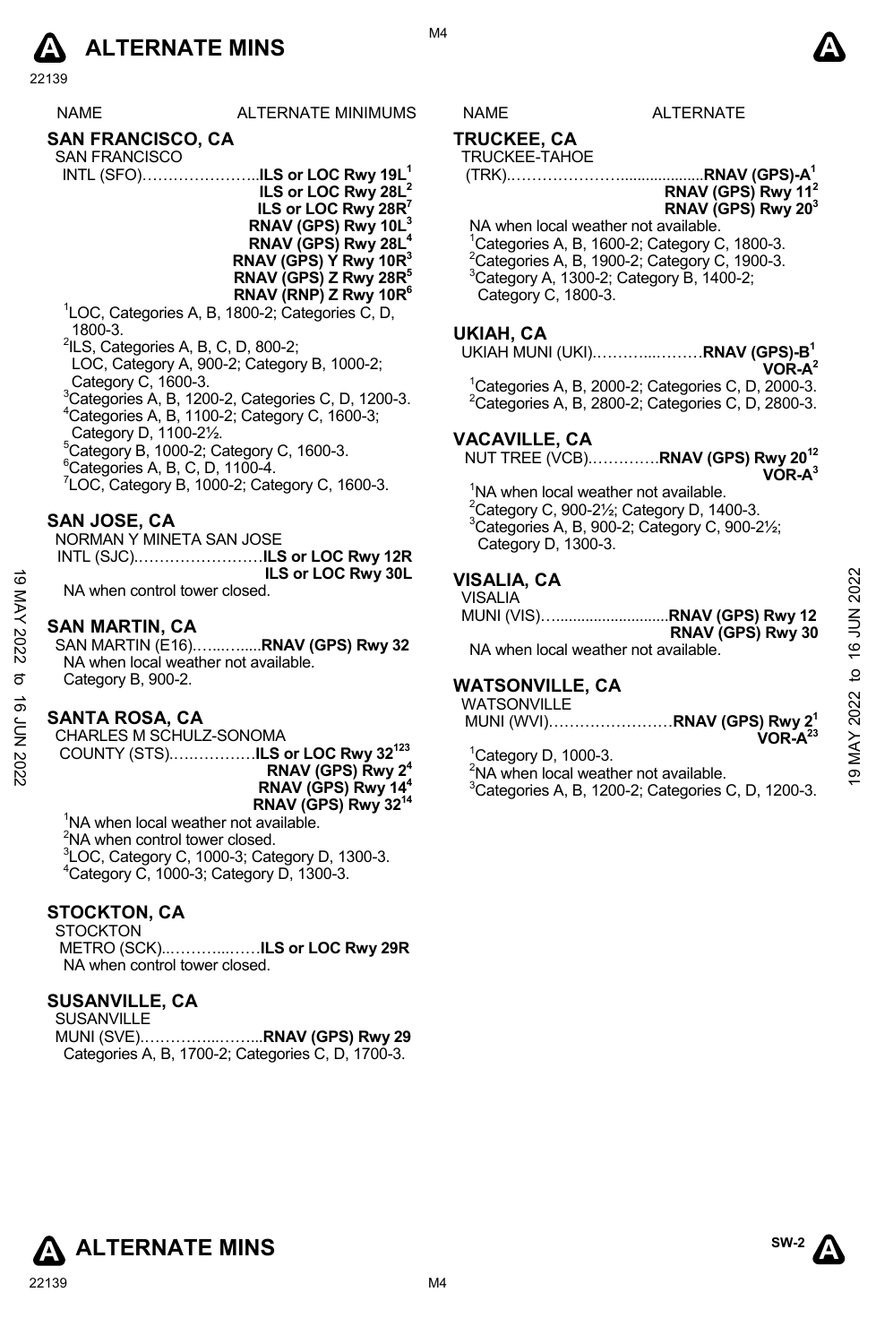# ALTERNATE MINS

| NAME | ALTERNATE MINIMUMS |
|---|---|

## SAN FRANCISCO, CA

SAN FRANCISCO
INTL (SFO)………………….**ILS or LOC Rwy 19L**[1]
**ILS or LOC Rwy 28L**[2]
**ILS or LOC Rwy 28R**[7]
**RNAV (GPS) Rwy 10L**[3]
**RNAV (GPS) Rwy 28L**[4]
**RNAV (GPS) Y Rwy 10R**[3]
**RNAV (GPS) Z Rwy 28R**[5]
**RNAV (RNP) Z Rwy 10R**[6]

[1]LOC, Categories A, B, 1800-2; Categories C, D, 1800-3.
[2]ILS, Categories A, B, C, D, 800-2; LOC, Category A, 900-2; Category B, 1000-2; Category C, 1600-3.
[3]Categories A, B, 1200-2, Categories C, D, 1200-3.
[4]Categories A, B, 1100-2; Category C, 1600-3; Category D, 1100-2½.
[5]Category B, 1000-2; Category C, 1600-3.
[6]Categories A, B, C, D, 1100-4.
[7]LOC, Category B, 1000-2; Category C, 1600-3.

## SAN JOSE, CA

NORMAN Y MINETA SAN JOSE
INTL (SJC)……………………**ILS or LOC Rwy 12R**
**ILS or LOC Rwy 30L**

NA when control tower closed.

## SAN MARTIN, CA

SAN MARTIN (E16)…...….....**RNAV (GPS) Rwy 32**

NA when local weather not available.
Category B, 900-2.

## SANTA ROSA, CA

CHARLES M SCHULZ-SONOMA
COUNTY (STS)…..………..**ILS or LOC Rwy 32**[123]
**RNAV (GPS) Rwy 2**[4]
**RNAV (GPS) Rwy 14**[4]
**RNAV (GPS) Rwy 32**[14]

[1]NA when local weather not available.
[2]NA when control tower closed.
[3]LOC, Category C, 1000-3; Category D, 1300-3.
[4]Category C, 1000-3; Category D, 1300-3.

## STOCKTON, CA

STOCKTON
METRO (SCK)..………...……**ILS or LOC Rwy 29R**

NA when control tower closed.

## SUSANVILLE, CA

SUSANVILLE
MUNI (SVE)……………...……...**RNAV (GPS) Rwy 29**

Categories A, B, 1700-2; Categories C, D, 1700-3.

| NAME | ALTERNATE |
|---|---|

## TRUCKEE, CA

TRUCKEE-TAHOE
(TRK)..…………………....................**RNAV (GPS)-A**[1]
**RNAV (GPS) Rwy 11**[2]
**RNAV (GPS) Rwy 20**[3]

NA when local weather not available.
[1]Categories A, B, 1600-2; Category C, 1800-3.
[2]Categories A, B, 1900-2; Category C, 1900-3.
[3]Category A, 1300-2; Category B, 1400-2; Category C, 1800-3.

## UKIAH, CA

UKIAH MUNI (UKI)..………...………**RNAV (GPS)-B**[1]
**VOR-A**[2]

[1]Categories A, B, 2000-2; Categories C, D, 2000-3.
[2]Categories A, B, 2800-2; Categories C, D, 2800-3.

## VACAVILLE, CA

NUT TREE (VCB)..………….**RNAV (GPS) Rwy 20**[12]
**VOR-A**[3]

[1]NA when local weather not available.
[2]Category C, 900-2½; Category D, 1400-3.
[3]Categories A, B, 900-2; Category C, 900-2½; Category D, 1300-3.

## VISALIA, CA

VISALIA
MUNI (VIS)…..........................**RNAV (GPS) Rwy 12**
**RNAV (GPS) Rwy 30**

NA when local weather not available.

## WATSONVILLE, CA

WATSONVILLE
MUNI (WVI)……………………**RNAV (GPS) Rwy 2**[1]
**VOR-A**[23]

[1]Category D, 1000-3.
[2]NA when local weather not available.
[3]Categories A, B, 1200-2; Categories C, D, 1200-3.